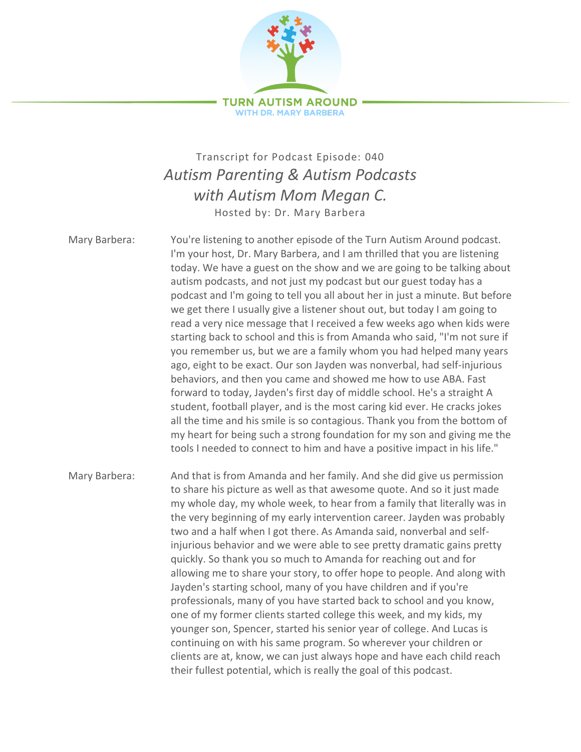TURN AUTISM AROUND

WITH DR. MARY BARBERA

Transcript for Podcast Episode: 040

# *Autism Parenting & Autism Podcasts with Autism Mom Megan C.*

Hosted by: Dr. Mary Barbera

Mary Barbera: You're listening to another episode of the Turn Autism Around podcast. I'm your host, Dr. Mary Barbera, and I am thrilled that you are listening today. We have a guest on the show and we are going to be talking about autism podcasts, and not just my podcast but our guest today has a podcast and I'm going to tell you all about her in just a minute. But before we get there I usually give a listener shout out, but today I am going to read a very nice message that I received a few weeks ago when kids were starting back to school and this is from Amanda who said, "I'm not sure if you remember us, but we are a family whom you had helped many years ago, eight to be exact. Our son Jayden was nonverbal, had self-injurious behaviors, and then you came and showed me how to use ABA. Fast forward to today, Jayden's first day of middle school. He's a straight A student, football player, and is the most caring kid ever. He cracks jokes all the time and his smile is so contagious. Thank you from the bottom of my heart for being such a strong foundation for my son and giving me the tools I needed to connect to him and have a positive impact in his life."

Mary Barbera: And that is from Amanda and her family. And she did give us permission to share his picture as well as that awesome quote. And so it just made my whole day, my whole week, to hear from a family that literally was in the very beginning of my early intervention career. Jayden was probably two and a half when I got there. As Amanda said, nonverbal and self-injurious behavior and we were able to see pretty dramatic gains pretty quickly. So thank you so much to Amanda for reaching out and for allowing me to share your story, to offer hope to people. And along with Jayden's starting school, many of you have children and if you're professionals, many of you have started back to school and you know, one of my former clients started college this week, and my kids, my younger son, Spencer, started his senior year of college. And Lucas is continuing on with his same program. So wherever your children or clients are at, know, we can just always hope and have each child reach their fullest potential, which is really the goal of this podcast.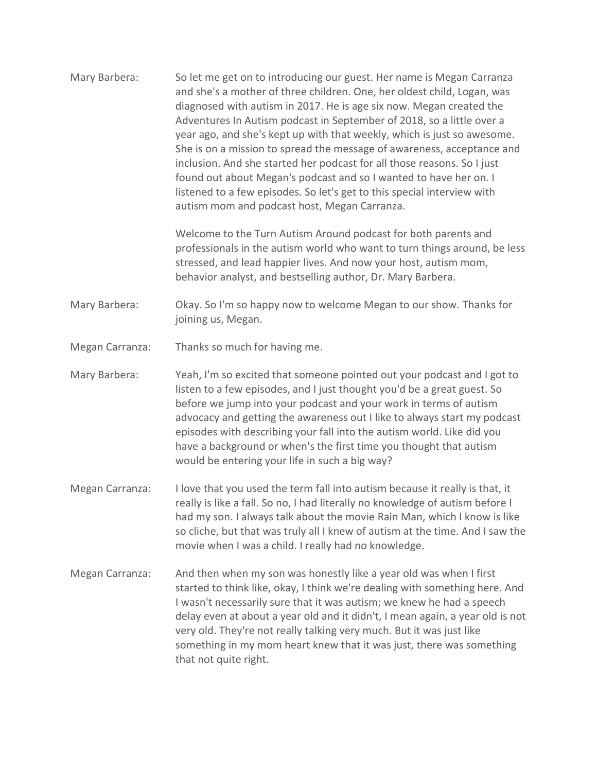Mary Barbera: So let me get on to introducing our guest. Her name is Megan Carranza and she's a mother of three children. One, her oldest child, Logan, was diagnosed with autism in 2017. He is age six now. Megan created the Adventures In Autism podcast in September of 2018, so a little over a year ago, and she's kept up with that weekly, which is just so awesome. She is on a mission to spread the message of awareness, acceptance and inclusion. And she started her podcast for all those reasons. So I just found out about Megan's podcast and so I wanted to have her on. I listened to a few episodes. So let's get to this special interview with autism mom and podcast host, Megan Carranza.

Welcome to the Turn Autism Around podcast for both parents and professionals in the autism world who want to turn things around, be less stressed, and lead happier lives. And now your host, autism mom, behavior analyst, and bestselling author, Dr. Mary Barbera.

Mary Barbera: Okay. So I'm so happy now to welcome Megan to our show. Thanks for joining us, Megan.

Megan Carranza: Thanks so much for having me.

Mary Barbera: Yeah, I'm so excited that someone pointed out your podcast and I got to listen to a few episodes, and I just thought you'd be a great guest. So before we jump into your podcast and your work in terms of autism advocacy and getting the awareness out I like to always start my podcast episodes with describing your fall into the autism world. Like did you have a background or when's the first time you thought that autism would be entering your life in such a big way?

Megan Carranza: I love that you used the term fall into autism because it really is that, it really is like a fall. So no, I had literally no knowledge of autism before I had my son. I always talk about the movie Rain Man, which I know is like so cliche, but that was truly all I knew of autism at the time. And I saw the movie when I was a child. I really had no knowledge.

Megan Carranza: And then when my son was honestly like a year old was when I first started to think like, okay, I think we're dealing with something here. And I wasn't necessarily sure that it was autism; we knew he had a speech delay even at about a year old and it didn't, I mean again, a year old is not very old. They're not really talking very much. But it was just like something in my mom heart knew that it was just, there was something that not quite right.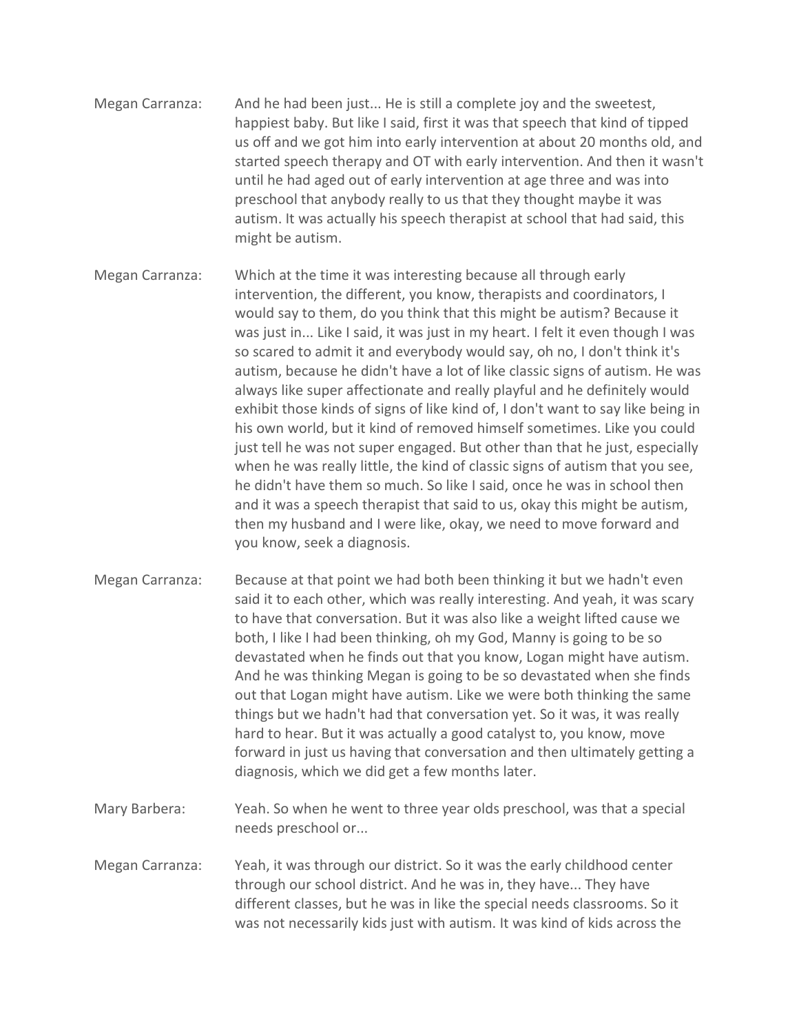Megan Carranza: And he had been just... He is still a complete joy and the sweetest, happiest baby. But like I said, first it was that speech that kind of tipped us off and we got him into early intervention at about 20 months old, and started speech therapy and OT with early intervention. And then it wasn't until he had aged out of early intervention at age three and was into preschool that anybody really to us that they thought maybe it was autism. It was actually his speech therapist at school that had said, this might be autism.

Megan Carranza: Which at the time it was interesting because all through early intervention, the different, you know, therapists and coordinators, I would say to them, do you think that this might be autism? Because it was just in... Like I said, it was just in my heart. I felt it even though I was so scared to admit it and everybody would say, oh no, I don't think it's autism, because he didn't have a lot of like classic signs of autism. He was always like super affectionate and really playful and he definitely would exhibit those kinds of signs of like kind of, I don't want to say like being in his own world, but it kind of removed himself sometimes. Like you could just tell he was not super engaged. But other than that he just, especially when he was really little, the kind of classic signs of autism that you see, he didn't have them so much. So like I said, once he was in school then and it was a speech therapist that said to us, okay this might be autism, then my husband and I were like, okay, we need to move forward and you know, seek a diagnosis.

Megan Carranza: Because at that point we had both been thinking it but we hadn't even said it to each other, which was really interesting. And yeah, it was scary to have that conversation. But it was also like a weight lifted cause we both, I like I had been thinking, oh my God, Manny is going to be so devastated when he finds out that you know, Logan might have autism. And he was thinking Megan is going to be so devastated when she finds out that Logan might have autism. Like we were both thinking the same things but we hadn't had that conversation yet. So it was, it was really hard to hear. But it was actually a good catalyst to, you know, move forward in just us having that conversation and then ultimately getting a diagnosis, which we did get a few months later.

Mary Barbera: Yeah. So when he went to three year olds preschool, was that a special needs preschool or...

Megan Carranza: Yeah, it was through our district. So it was the early childhood center through our school district. And he was in, they have... They have different classes, but he was in like the special needs classrooms. So it was not necessarily kids just with autism. It was kind of kids across the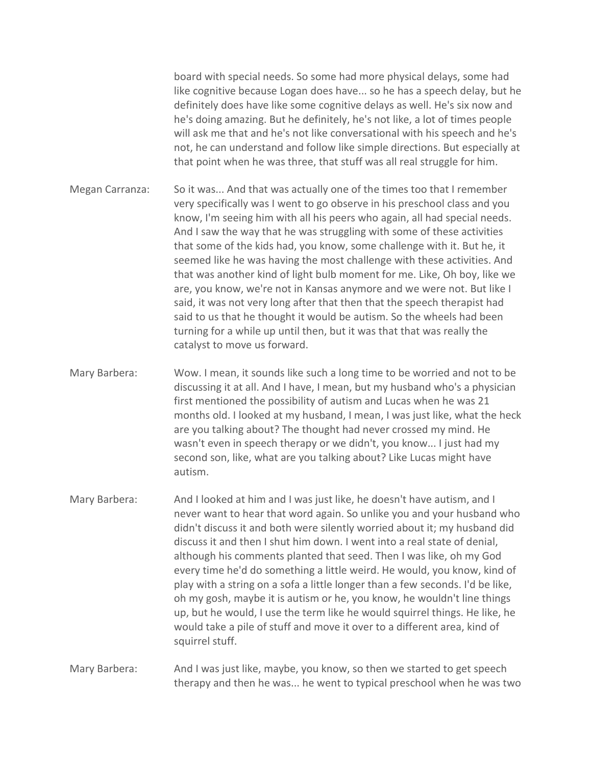board with special needs. So some had more physical delays, some had like cognitive because Logan does have... so he has a speech delay, but he definitely does have like some cognitive delays as well. He's six now and he's doing amazing. But he definitely, he's not like, a lot of times people will ask me that and he's not like conversational with his speech and he's not, he can understand and follow like simple directions. But especially at that point when he was three, that stuff was all real struggle for him.

Megan Carranza: So it was... And that was actually one of the times too that I remember very specifically was I went to go observe in his preschool class and you know, I'm seeing him with all his peers who again, all had special needs. And I saw the way that he was struggling with some of these activities that some of the kids had, you know, some challenge with it. But he, it seemed like he was having the most challenge with these activities. And that was another kind of light bulb moment for me. Like, Oh boy, like we are, you know, we're not in Kansas anymore and we were not. But like I said, it was not very long after that then that the speech therapist had said to us that he thought it would be autism. So the wheels had been turning for a while up until then, but it was that that was really the catalyst to move us forward.

Mary Barbera: Wow. I mean, it sounds like such a long time to be worried and not to be discussing it at all. And I have, I mean, but my husband who's a physician first mentioned the possibility of autism and Lucas when he was 21 months old. I looked at my husband, I mean, I was just like, what the heck are you talking about? The thought had never crossed my mind. He wasn't even in speech therapy or we didn't, you know... I just had my second son, like, what are you talking about? Like Lucas might have autism.

Mary Barbera: And I looked at him and I was just like, he doesn't have autism, and I never want to hear that word again. So unlike you and your husband who didn't discuss it and both were silently worried about it; my husband did discuss it and then I shut him down. I went into a real state of denial, although his comments planted that seed. Then I was like, oh my God every time he'd do something a little weird. He would, you know, kind of play with a string on a sofa a little longer than a few seconds. I'd be like, oh my gosh, maybe it is autism or he, you know, he wouldn't line things up, but he would, I use the term like he would squirrel things. He like, he would take a pile of stuff and move it over to a different area, kind of squirrel stuff.

Mary Barbera: And I was just like, maybe, you know, so then we started to get speech therapy and then he was... he went to typical preschool when he was two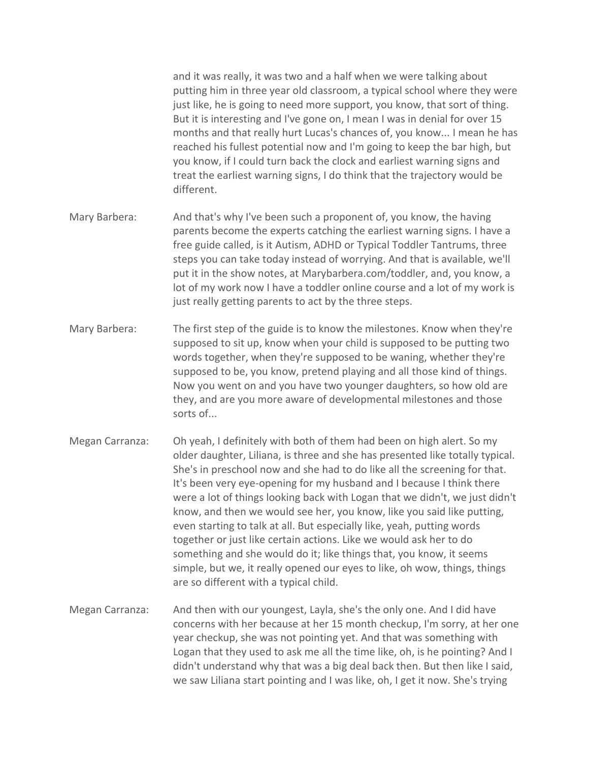and it was really, it was two and a half when we were talking about putting him in three year old classroom, a typical school where they were just like, he is going to need more support, you know, that sort of thing. But it is interesting and I've gone on, I mean I was in denial for over 15 months and that really hurt Lucas's chances of, you know... I mean he has reached his fullest potential now and I'm going to keep the bar high, but you know, if I could turn back the clock and earliest warning signs and treat the earliest warning signs, I do think that the trajectory would be different.

Mary Barbera: And that's why I've been such a proponent of, you know, the having parents become the experts catching the earliest warning signs. I have a free guide called, is it Autism, ADHD or Typical Toddler Tantrums, three steps you can take today instead of worrying. And that is available, we'll put it in the show notes, at Marybarbera.com/toddler, and, you know, a lot of my work now I have a toddler online course and a lot of my work is just really getting parents to act by the three steps.

Mary Barbera: The first step of the guide is to know the milestones. Know when they're supposed to sit up, know when your child is supposed to be putting two words together, when they're supposed to be waning, whether they're supposed to be, you know, pretend playing and all those kind of things. Now you went on and you have two younger daughters, so how old are they, and are you more aware of developmental milestones and those sorts of...

Megan Carranza: Oh yeah, I definitely with both of them had been on high alert. So my older daughter, Liliana, is three and she has presented like totally typical. She's in preschool now and she had to do like all the screening for that. It's been very eye-opening for my husband and I because I think there were a lot of things looking back with Logan that we didn't, we just didn't know, and then we would see her, you know, like you said like putting, even starting to talk at all. But especially like, yeah, putting words together or just like certain actions. Like we would ask her to do something and she would do it; like things that, you know, it seems simple, but we, it really opened our eyes to like, oh wow, things, things are so different with a typical child.

Megan Carranza: And then with our youngest, Layla, she's the only one. And I did have concerns with her because at her 15 month checkup, I'm sorry, at her one year checkup, she was not pointing yet. And that was something with Logan that they used to ask me all the time like, oh, is he pointing? And I didn't understand why that was a big deal back then. But then like I said, we saw Liliana start pointing and I was like, oh, I get it now. She's trying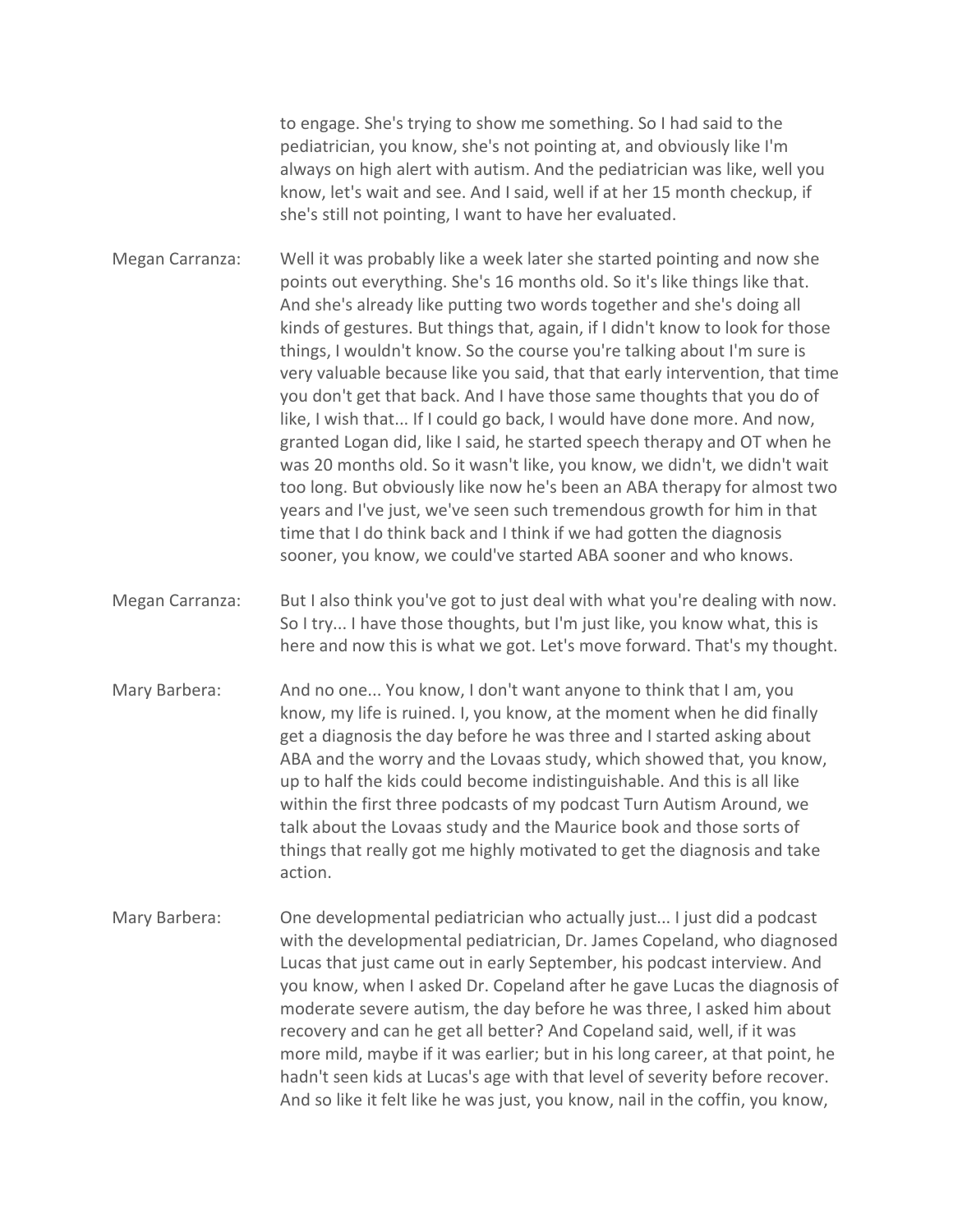to engage. She's trying to show me something. So I had said to the pediatrician, you know, she's not pointing at, and obviously like I'm always on high alert with autism. And the pediatrician was like, well you know, let's wait and see. And I said, well if at her 15 month checkup, if she's still not pointing, I want to have her evaluated.

Megan Carranza: Well it was probably like a week later she started pointing and now she points out everything. She's 16 months old. So it's like things like that. And she's already like putting two words together and she's doing all kinds of gestures. But things that, again, if I didn't know to look for those things, I wouldn't know. So the course you're talking about I'm sure is very valuable because like you said, that that early intervention, that time you don't get that back. And I have those same thoughts that you do of like, I wish that... If I could go back, I would have done more. And now, granted Logan did, like I said, he started speech therapy and OT when he was 20 months old. So it wasn't like, you know, we didn't, we didn't wait too long. But obviously like now he's been an ABA therapy for almost two years and I've just, we've seen such tremendous growth for him in that time that I do think back and I think if we had gotten the diagnosis sooner, you know, we could've started ABA sooner and who knows.

Megan Carranza: But I also think you've got to just deal with what you're dealing with now. So I try... I have those thoughts, but I'm just like, you know what, this is here and now this is what we got. Let's move forward. That's my thought.

Mary Barbera: And no one... You know, I don't want anyone to think that I am, you know, my life is ruined. I, you know, at the moment when he did finally get a diagnosis the day before he was three and I started asking about ABA and the worry and the Lovaas study, which showed that, you know, up to half the kids could become indistinguishable. And this is all like within the first three podcasts of my podcast Turn Autism Around, we talk about the Lovaas study and the Maurice book and those sorts of things that really got me highly motivated to get the diagnosis and take action.

Mary Barbera: One developmental pediatrician who actually just... I just did a podcast with the developmental pediatrician, Dr. James Copeland, who diagnosed Lucas that just came out in early September, his podcast interview. And you know, when I asked Dr. Copeland after he gave Lucas the diagnosis of moderate severe autism, the day before he was three, I asked him about recovery and can he get all better? And Copeland said, well, if it was more mild, maybe if it was earlier; but in his long career, at that point, he hadn't seen kids at Lucas's age with that level of severity before recover. And so like it felt like he was just, you know, nail in the coffin, you know,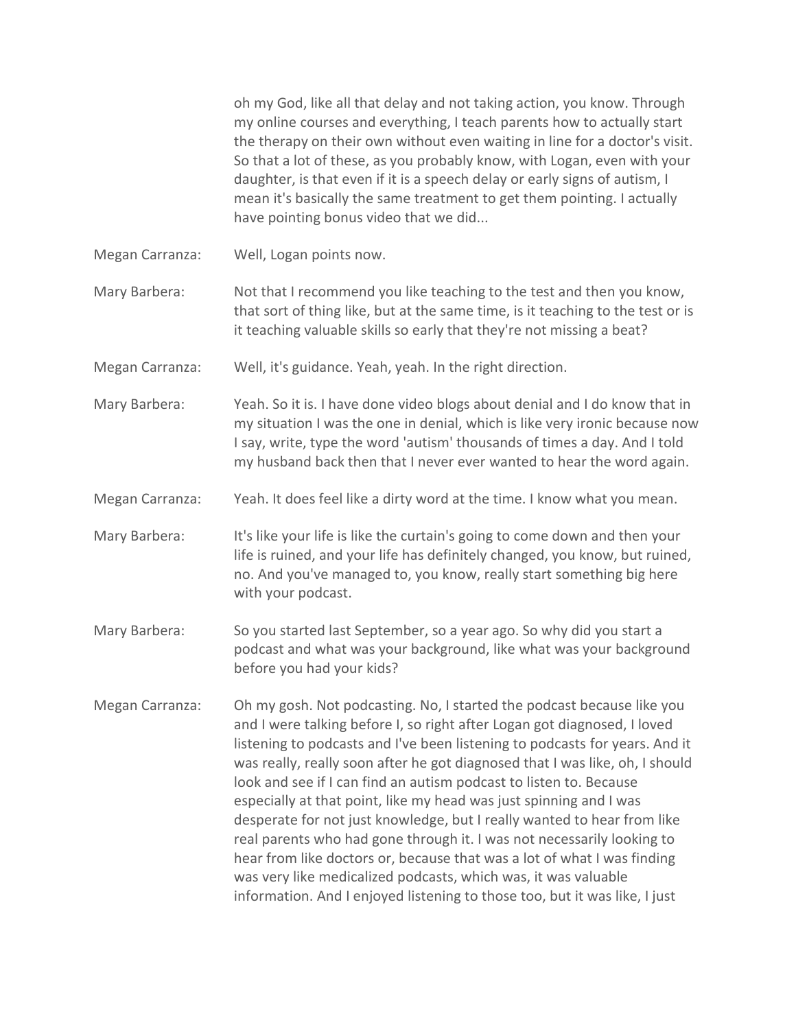oh my God, like all that delay and not taking action, you know. Through my online courses and everything, I teach parents how to actually start the therapy on their own without even waiting in line for a doctor's visit. So that a lot of these, as you probably know, with Logan, even with your daughter, is that even if it is a speech delay or early signs of autism, I mean it's basically the same treatment to get them pointing. I actually have pointing bonus video that we did...

**Megan Carranza:** Well, Logan points now.

**Mary Barbera:** Not that I recommend you like teaching to the test and then you know, that sort of thing like, but at the same time, is it teaching to the test or is it teaching valuable skills so early that they're not missing a beat?

**Megan Carranza:** Well, it's guidance. Yeah, yeah. In the right direction.

**Mary Barbera:** Yeah. So it is. I have done video blogs about denial and I do know that in my situation I was the one in denial, which is like very ironic because now I say, write, type the word 'autism' thousands of times a day. And I told my husband back then that I never ever wanted to hear the word again.

**Megan Carranza:** Yeah. It does feel like a dirty word at the time. I know what you mean.

**Mary Barbera:** It's like your life is like the curtain's going to come down and then your life is ruined, and your life has definitely changed, you know, but ruined, no. And you've managed to, you know, really start something big here with your podcast.

**Mary Barbera:** So you started last September, so a year ago. So why did you start a podcast and what was your background, like what was your background before you had your kids?

**Megan Carranza:** Oh my gosh. Not podcasting. No, I started the podcast because like you and I were talking before I, so right after Logan got diagnosed, I loved listening to podcasts and I've been listening to podcasts for years. And it was really, really soon after he got diagnosed that I was like, oh, I should look and see if I can find an autism podcast to listen to. Because especially at that point, like my head was just spinning and I was desperate for not just knowledge, but I really wanted to hear from like real parents who had gone through it. I was not necessarily looking to hear from like doctors or, because that was a lot of what I was finding was very like medicalized podcasts, which was, it was valuable information. And I enjoyed listening to those too, but it was like, I just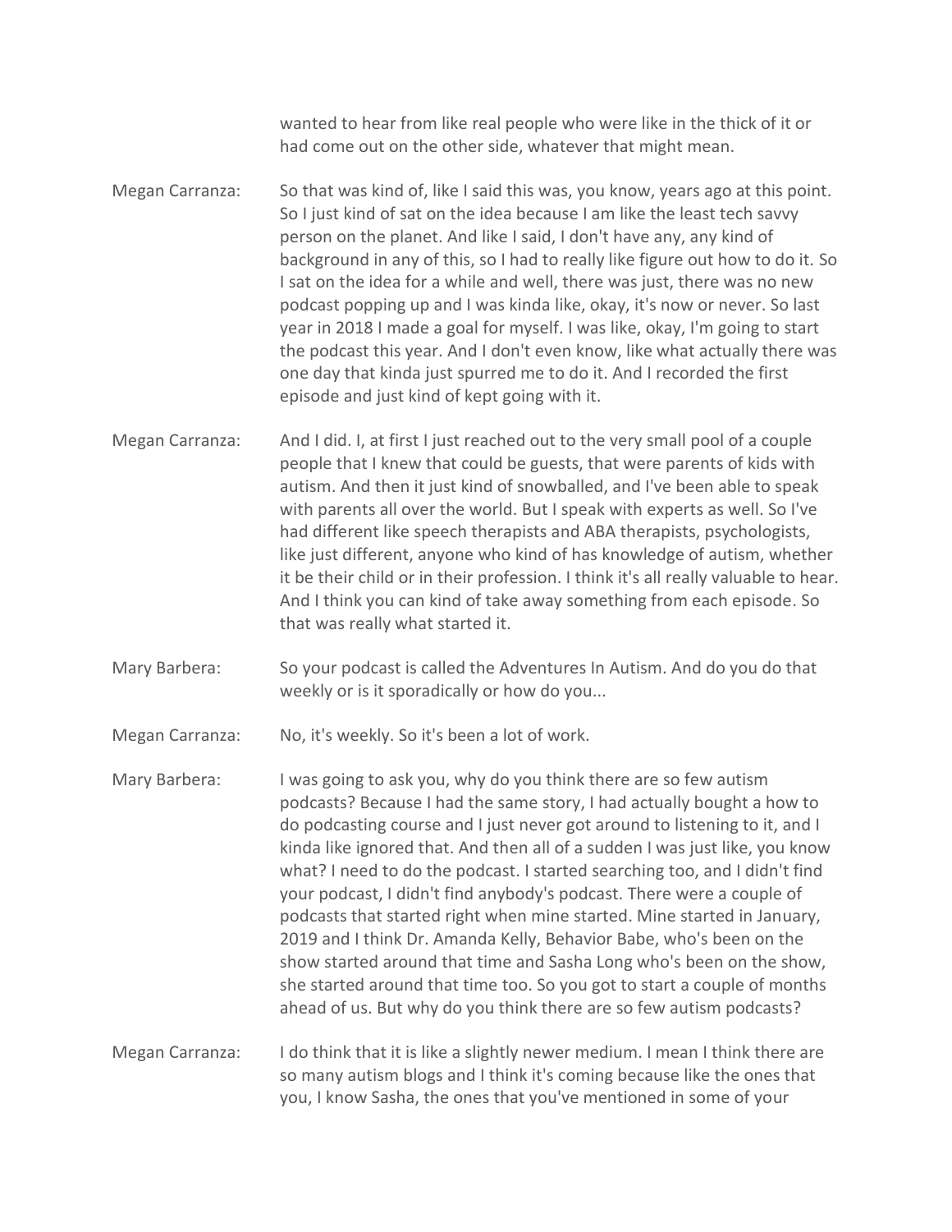wanted to hear from like real people who were like in the thick of it or had come out on the other side, whatever that might mean.

Megan Carranza: So that was kind of, like I said this was, you know, years ago at this point. So I just kind of sat on the idea because I am like the least tech savvy person on the planet. And like I said, I don't have any, any kind of background in any of this, so I had to really like figure out how to do it. So I sat on the idea for a while and well, there was just, there was no new podcast popping up and I was kinda like, okay, it's now or never. So last year in 2018 I made a goal for myself. I was like, okay, I'm going to start the podcast this year. And I don't even know, like what actually there was one day that kinda just spurred me to do it. And I recorded the first episode and just kind of kept going with it.

Megan Carranza: And I did. I, at first I just reached out to the very small pool of a couple people that I knew that could be guests, that were parents of kids with autism. And then it just kind of snowballed, and I've been able to speak with parents all over the world. But I speak with experts as well. So I've had different like speech therapists and ABA therapists, psychologists, like just different, anyone who kind of has knowledge of autism, whether it be their child or in their profession. I think it's all really valuable to hear. And I think you can kind of take away something from each episode. So that was really what started it.

Mary Barbera: So your podcast is called the Adventures In Autism. And do you do that weekly or is it sporadically or how do you...

Megan Carranza: No, it's weekly. So it's been a lot of work.

Mary Barbera: I was going to ask you, why do you think there are so few autism podcasts? Because I had the same story, I had actually bought a how to do podcasting course and I just never got around to listening to it, and I kinda like ignored that. And then all of a sudden I was just like, you know what? I need to do the podcast. I started searching too, and I didn't find your podcast, I didn't find anybody's podcast. There were a couple of podcasts that started right when mine started. Mine started in January, 2019 and I think Dr. Amanda Kelly, Behavior Babe, who's been on the show started around that time and Sasha Long who's been on the show, she started around that time too. So you got to start a couple of months ahead of us. But why do you think there are so few autism podcasts?

Megan Carranza: I do think that it is like a slightly newer medium. I mean I think there are so many autism blogs and I think it's coming because like the ones that you, I know Sasha, the ones that you've mentioned in some of your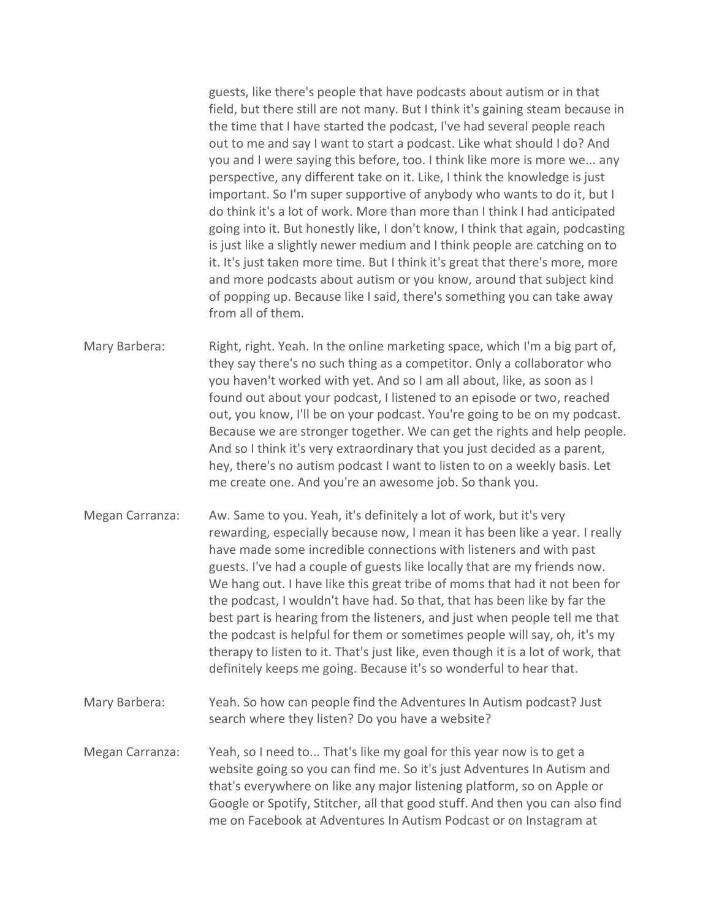guests, like there's people that have podcasts about autism or in that field, but there still are not many. But I think it's gaining steam because in the time that I have started the podcast, I've had several people reach out to me and say I want to start a podcast. Like what should I do? And you and I were saying this before, too. I think like more is more we... any perspective, any different take on it. Like, I think the knowledge is just important. So I'm super supportive of anybody who wants to do it, but I do think it's a lot of work. More than more than I think I had anticipated going into it. But honestly like, I don't know, I think that again, podcasting is just like a slightly newer medium and I think people are catching on to it. It's just taken more time. But I think it's great that there's more, more and more podcasts about autism or you know, around that subject kind of popping up. Because like I said, there's something you can take away from all of them.

Mary Barbera: Right, right. Yeah. In the online marketing space, which I'm a big part of, they say there's no such thing as a competitor. Only a collaborator who you haven't worked with yet. And so I am all about, like, as soon as I found out about your podcast, I listened to an episode or two, reached out, you know, I'll be on your podcast. You're going to be on my podcast. Because we are stronger together. We can get the rights and help people. And so I think it's very extraordinary that you just decided as a parent, hey, there's no autism podcast I want to listen to on a weekly basis. Let me create one. And you're an awesome job. So thank you.

Megan Carranza: Aw. Same to you. Yeah, it's definitely a lot of work, but it's very rewarding, especially because now, I mean it has been like a year. I really have made some incredible connections with listeners and with past guests. I've had a couple of guests like locally that are my friends now. We hang out. I have like this great tribe of moms that had it not been for the podcast, I wouldn't have had. So that, that has been like by far the best part is hearing from the listeners, and just when people tell me that the podcast is helpful for them or sometimes people will say, oh, it's my therapy to listen to it. That's just like, even though it is a lot of work, that definitely keeps me going. Because it's so wonderful to hear that.

Mary Barbera: Yeah. So how can people find the Adventures In Autism podcast? Just search where they listen? Do you have a website?

Megan Carranza: Yeah, so I need to... That's like my goal for this year now is to get a website going so you can find me. So it's just Adventures In Autism and that's everywhere on like any major listening platform, so on Apple or Google or Spotify, Stitcher, all that good stuff. And then you can also find me on Facebook at Adventures In Autism Podcast or on Instagram at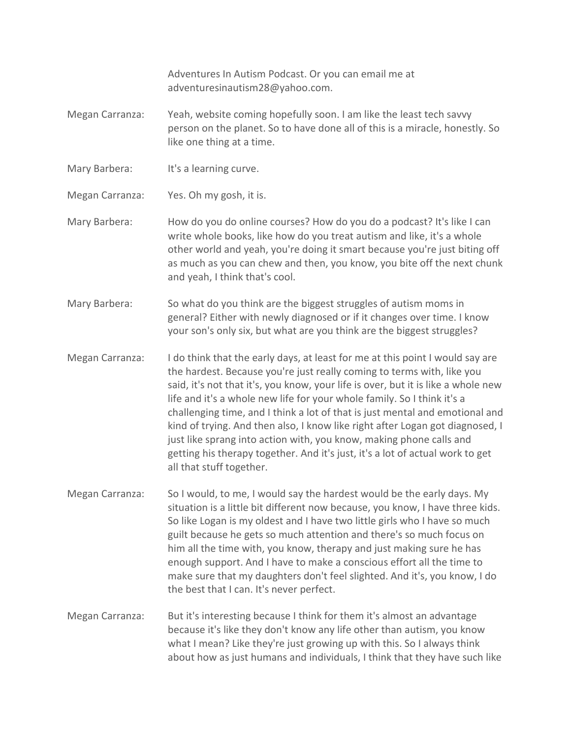Adventures In Autism Podcast. Or you can email me at adventuresinautism28@yahoo.com.

**Megan Carranza:** Yeah, website coming hopefully soon. I am like the least tech savvy person on the planet. So to have done all of this is a miracle, honestly. So like one thing at a time.

**Mary Barbera:** It's a learning curve.

**Megan Carranza:** Yes. Oh my gosh, it is.

**Mary Barbera:** How do you do online courses? How do you do a podcast? It's like I can write whole books, like how do you treat autism and like, it's a whole other world and yeah, you're doing it smart because you're just biting off as much as you can chew and then, you know, you bite off the next chunk and yeah, I think that's cool.

**Mary Barbera:** So what do you think are the biggest struggles of autism moms in general? Either with newly diagnosed or if it changes over time. I know your son's only six, but what are you think are the biggest struggles?

**Megan Carranza:** I do think that the early days, at least for me at this point I would say are the hardest. Because you're just really coming to terms with, like you said, it's not that it's, you know, your life is over, but it is like a whole new life and it's a whole new life for your whole family. So I think it's a challenging time, and I think a lot of that is just mental and emotional and kind of trying. And then also, I know like right after Logan got diagnosed, I just like sprang into action with, you know, making phone calls and getting his therapy together. And it's just, it's a lot of actual work to get all that stuff together.

**Megan Carranza:** So I would, to me, I would say the hardest would be the early days. My situation is a little bit different now because, you know, I have three kids. So like Logan is my oldest and I have two little girls who I have so much guilt because he gets so much attention and there's so much focus on him all the time with, you know, therapy and just making sure he has enough support. And I have to make a conscious effort all the time to make sure that my daughters don't feel slighted. And it's, you know, I do the best that I can. It's never perfect.

**Megan Carranza:** But it's interesting because I think for them it's almost an advantage because it's like they don't know any life other than autism, you know what I mean? Like they're just growing up with this. So I always think about how as just humans and individuals, I think that they have such like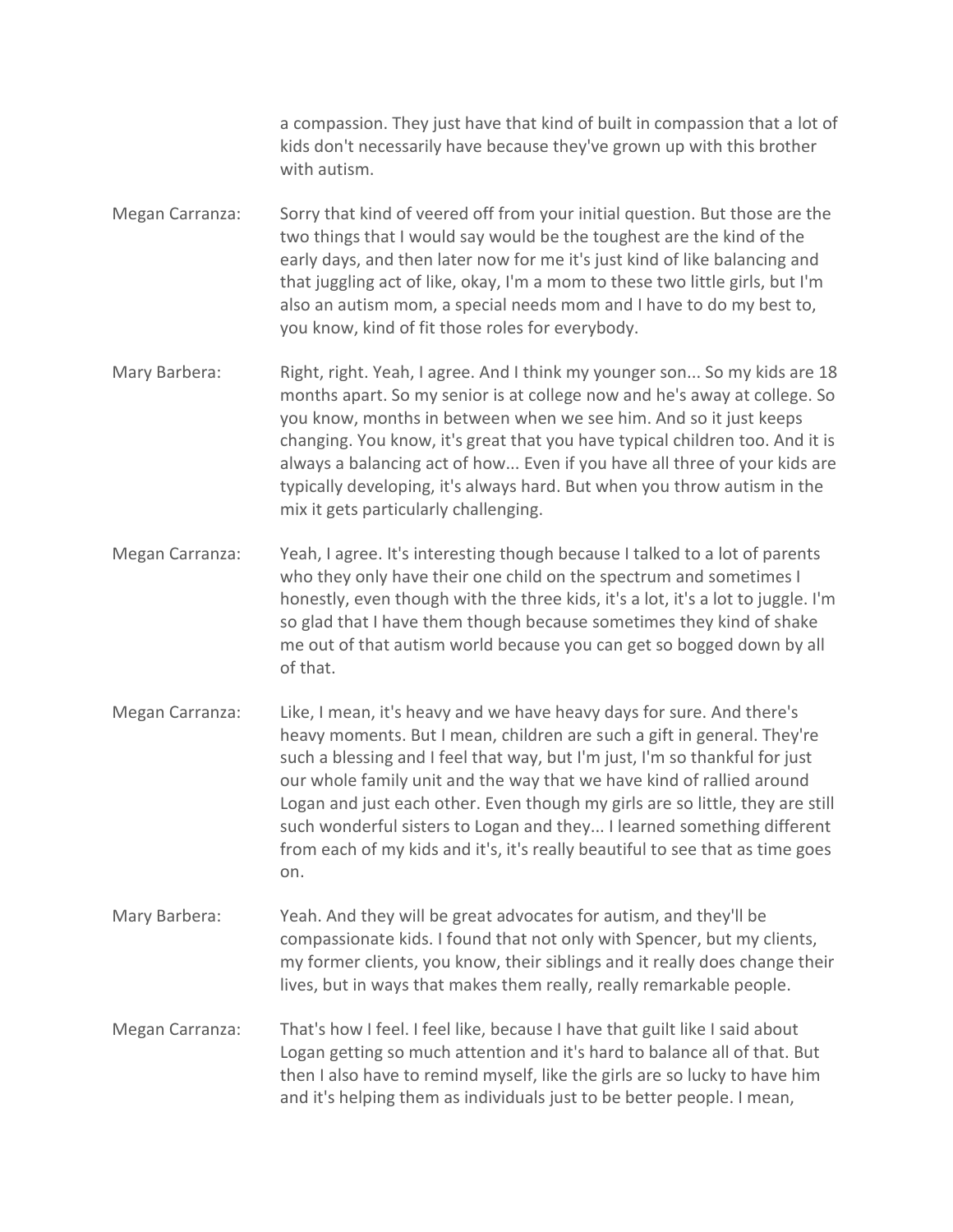a compassion. They just have that kind of built in compassion that a lot of kids don't necessarily have because they've grown up with this brother with autism.

Megan Carranza: Sorry that kind of veered off from your initial question. But those are the two things that I would say would be the toughest are the kind of the early days, and then later now for me it's just kind of like balancing and that juggling act of like, okay, I'm a mom to these two little girls, but I'm also an autism mom, a special needs mom and I have to do my best to, you know, kind of fit those roles for everybody.

Mary Barbera: Right, right. Yeah, I agree. And I think my younger son... So my kids are 18 months apart. So my senior is at college now and he's away at college. So you know, months in between when we see him. And so it just keeps changing. You know, it's great that you have typical children too. And it is always a balancing act of how... Even if you have all three of your kids are typically developing, it's always hard. But when you throw autism in the mix it gets particularly challenging.

Megan Carranza: Yeah, I agree. It's interesting though because I talked to a lot of parents who they only have their one child on the spectrum and sometimes I honestly, even though with the three kids, it's a lot, it's a lot to juggle. I'm so glad that I have them though because sometimes they kind of shake me out of that autism world because you can get so bogged down by all of that.

Megan Carranza: Like, I mean, it's heavy and we have heavy days for sure. And there's heavy moments. But I mean, children are such a gift in general. They're such a blessing and I feel that way, but I'm just, I'm so thankful for just our whole family unit and the way that we have kind of rallied around Logan and just each other. Even though my girls are so little, they are still such wonderful sisters to Logan and they... I learned something different from each of my kids and it's, it's really beautiful to see that as time goes on.

Mary Barbera: Yeah. And they will be great advocates for autism, and they'll be compassionate kids. I found that not only with Spencer, but my clients, my former clients, you know, their siblings and it really does change their lives, but in ways that makes them really, really remarkable people.

Megan Carranza: That's how I feel. I feel like, because I have that guilt like I said about Logan getting so much attention and it's hard to balance all of that. But then I also have to remind myself, like the girls are so lucky to have him and it's helping them as individuals just to be better people. I mean,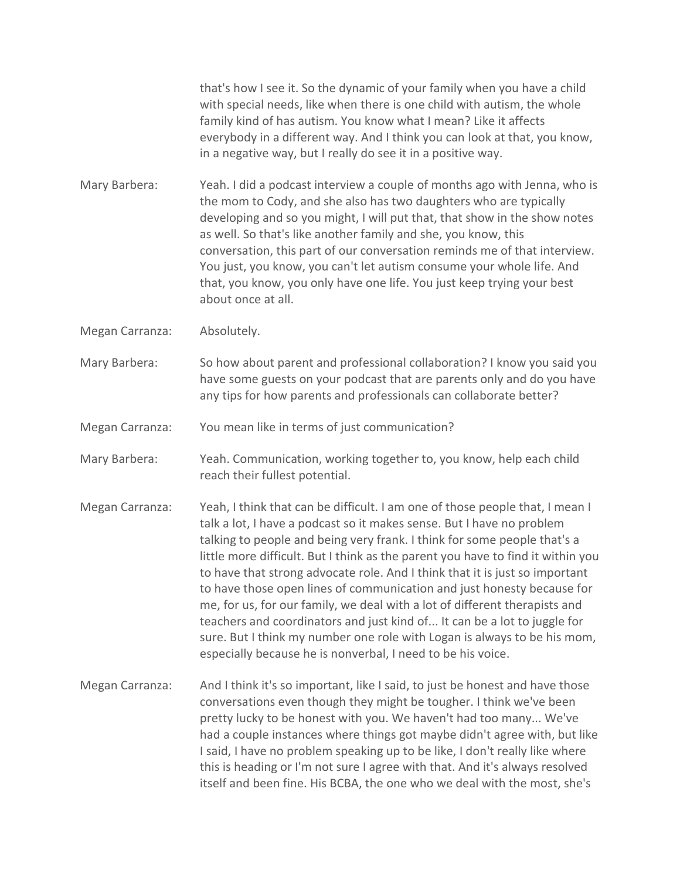that's how I see it. So the dynamic of your family when you have a child with special needs, like when there is one child with autism, the whole family kind of has autism. You know what I mean? Like it affects everybody in a different way. And I think you can look at that, you know, in a negative way, but I really do see it in a positive way.

Mary Barbera: Yeah. I did a podcast interview a couple of months ago with Jenna, who is the mom to Cody, and she also has two daughters who are typically developing and so you might, I will put that, that show in the show notes as well. So that's like another family and she, you know, this conversation, this part of our conversation reminds me of that interview. You just, you know, you can't let autism consume your whole life. And that, you know, you only have one life. You just keep trying your best about once at all.

Megan Carranza: Absolutely.

Mary Barbera: So how about parent and professional collaboration? I know you said you have some guests on your podcast that are parents only and do you have any tips for how parents and professionals can collaborate better?

Megan Carranza: You mean like in terms of just communication?

Mary Barbera: Yeah. Communication, working together to, you know, help each child reach their fullest potential.

Megan Carranza: Yeah, I think that can be difficult. I am one of those people that, I mean I talk a lot, I have a podcast so it makes sense. But I have no problem talking to people and being very frank. I think for some people that's a little more difficult. But I think as the parent you have to find it within you to have that strong advocate role. And I think that it is just so important to have those open lines of communication and just honesty because for me, for us, for our family, we deal with a lot of different therapists and teachers and coordinators and just kind of... It can be a lot to juggle for sure. But I think my number one role with Logan is always to be his mom, especially because he is nonverbal, I need to be his voice.

Megan Carranza: And I think it's so important, like I said, to just be honest and have those conversations even though they might be tougher. I think we've been pretty lucky to be honest with you. We haven't had too many... We've had a couple instances where things got maybe didn't agree with, but like I said, I have no problem speaking up to be like, I don't really like where this is heading or I'm not sure I agree with that. And it's always resolved itself and been fine. His BCBA, the one who we deal with the most, she's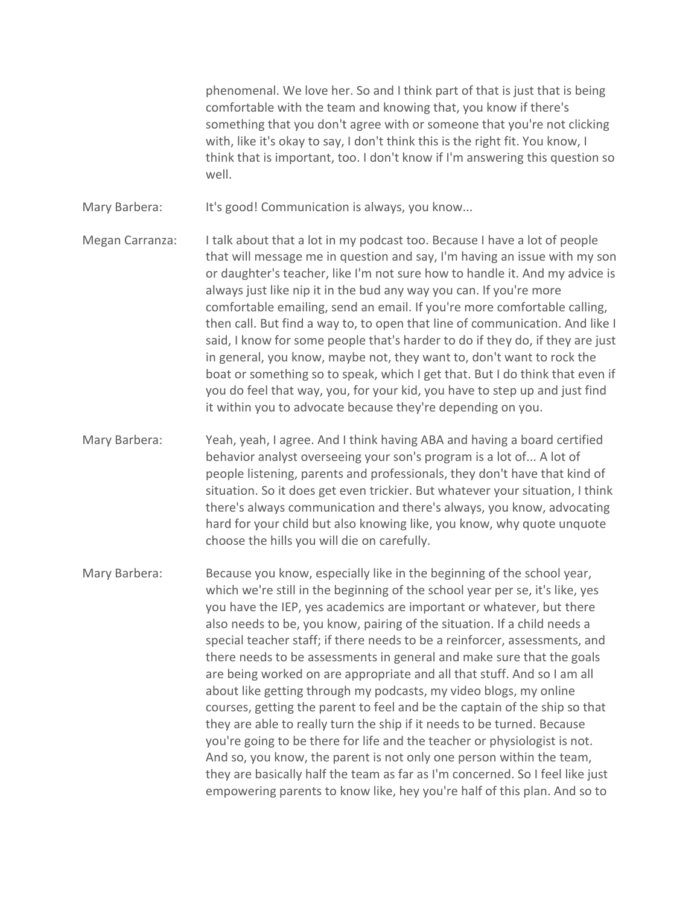phenomenal. We love her. So and I think part of that is just that is being comfortable with the team and knowing that, you know if there's something that you don't agree with or someone that you're not clicking with, like it's okay to say, I don't think this is the right fit. You know, I think that is important, too. I don't know if I'm answering this question so well.

Mary Barbera: It's good! Communication is always, you know...

Megan Carranza: I talk about that a lot in my podcast too. Because I have a lot of people that will message me in question and say, I'm having an issue with my son or daughter's teacher, like I'm not sure how to handle it. And my advice is always just like nip it in the bud any way you can. If you're more comfortable emailing, send an email. If you're more comfortable calling, then call. But find a way to, to open that line of communication. And like I said, I know for some people that's harder to do if they do, if they are just in general, you know, maybe not, they want to, don't want to rock the boat or something so to speak, which I get that. But I do think that even if you do feel that way, you, for your kid, you have to step up and just find it within you to advocate because they're depending on you.

Mary Barbera: Yeah, yeah, I agree. And I think having ABA and having a board certified behavior analyst overseeing your son's program is a lot of... A lot of people listening, parents and professionals, they don't have that kind of situation. So it does get even trickier. But whatever your situation, I think there's always communication and there's always, you know, advocating hard for your child but also knowing like, you know, why quote unquote choose the hills you will die on carefully.

Mary Barbera: Because you know, especially like in the beginning of the school year, which we're still in the beginning of the school year per se, it's like, yes you have the IEP, yes academics are important or whatever, but there also needs to be, you know, pairing of the situation. If a child needs a special teacher staff; if there needs to be a reinforcer, assessments, and there needs to be assessments in general and make sure that the goals are being worked on are appropriate and all that stuff. And so I am all about like getting through my podcasts, my video blogs, my online courses, getting the parent to feel and be the captain of the ship so that they are able to really turn the ship if it needs to be turned. Because you're going to be there for life and the teacher or physiologist is not. And so, you know, the parent is not only one person within the team, they are basically half the team as far as I'm concerned. So I feel like just empowering parents to know like, hey you're half of this plan. And so to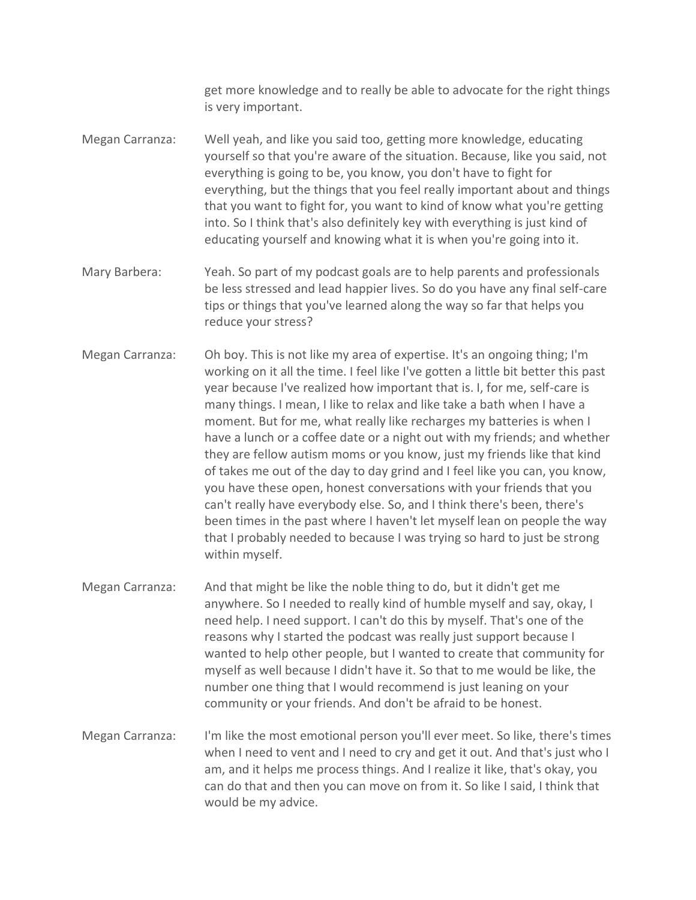get more knowledge and to really be able to advocate for the right things is very important.

Megan Carranza: Well yeah, and like you said too, getting more knowledge, educating yourself so that you're aware of the situation. Because, like you said, not everything is going to be, you know, you don't have to fight for everything, but the things that you feel really important about and things that you want to fight for, you want to kind of know what you're getting into. So I think that's also definitely key with everything is just kind of educating yourself and knowing what it is when you're going into it.

Mary Barbera: Yeah. So part of my podcast goals are to help parents and professionals be less stressed and lead happier lives. So do you have any final self-care tips or things that you've learned along the way so far that helps you reduce your stress?

Megan Carranza: Oh boy. This is not like my area of expertise. It's an ongoing thing; I'm working on it all the time. I feel like I've gotten a little bit better this past year because I've realized how important that is. I, for me, self-care is many things. I mean, I like to relax and like take a bath when I have a moment. But for me, what really like recharges my batteries is when I have a lunch or a coffee date or a night out with my friends; and whether they are fellow autism moms or you know, just my friends like that kind of takes me out of the day to day grind and I feel like you can, you know, you have these open, honest conversations with your friends that you can't really have everybody else. So, and I think there's been, there's been times in the past where I haven't let myself lean on people the way that I probably needed to because I was trying so hard to just be strong within myself.

Megan Carranza: And that might be like the noble thing to do, but it didn't get me anywhere. So I needed to really kind of humble myself and say, okay, I need help. I need support. I can't do this by myself. That's one of the reasons why I started the podcast was really just support because I wanted to help other people, but I wanted to create that community for myself as well because I didn't have it. So that to me would be like, the number one thing that I would recommend is just leaning on your community or your friends. And don't be afraid to be honest.

Megan Carranza: I'm like the most emotional person you'll ever meet. So like, there's times when I need to vent and I need to cry and get it out. And that's just who I am, and it helps me process things. And I realize it like, that's okay, you can do that and then you can move on from it. So like I said, I think that would be my advice.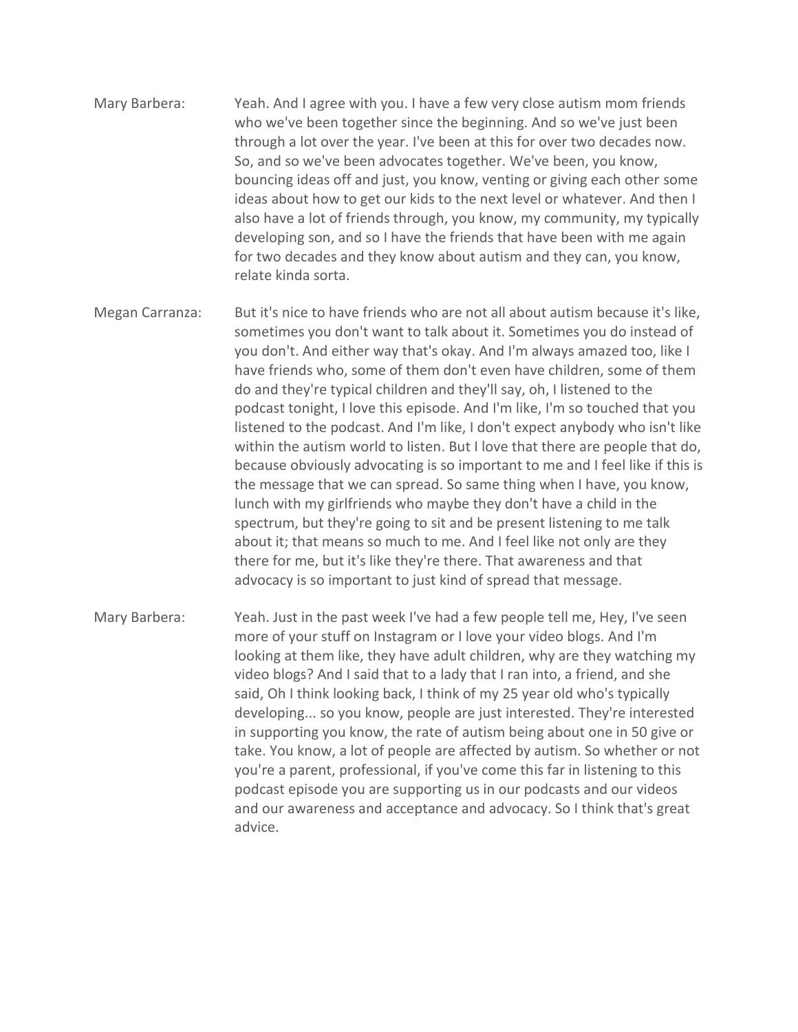Mary Barbera: Yeah. And I agree with you. I have a few very close autism mom friends who we've been together since the beginning. And so we've just been through a lot over the year. I've been at this for over two decades now. So, and so we've been advocates together. We've been, you know, bouncing ideas off and just, you know, venting or giving each other some ideas about how to get our kids to the next level or whatever. And then I also have a lot of friends through, you know, my community, my typically developing son, and so I have the friends that have been with me again for two decades and they know about autism and they can, you know, relate kinda sorta.

Megan Carranza: But it's nice to have friends who are not all about autism because it's like, sometimes you don't want to talk about it. Sometimes you do instead of you don't. And either way that's okay. And I'm always amazed too, like I have friends who, some of them don't even have children, some of them do and they're typical children and they'll say, oh, I listened to the podcast tonight, I love this episode. And I'm like, I'm so touched that you listened to the podcast. And I'm like, I don't expect anybody who isn't like within the autism world to listen. But I love that there are people that do, because obviously advocating is so important to me and I feel like if this is the message that we can spread. So same thing when I have, you know, lunch with my girlfriends who maybe they don't have a child in the spectrum, but they're going to sit and be present listening to me talk about it; that means so much to me. And I feel like not only are they there for me, but it's like they're there. That awareness and that advocacy is so important to just kind of spread that message.

Mary Barbera: Yeah. Just in the past week I've had a few people tell me, Hey, I've seen more of your stuff on Instagram or I love your video blogs. And I'm looking at them like, they have adult children, why are they watching my video blogs? And I said that to a lady that I ran into, a friend, and she said, Oh I think looking back, I think of my 25 year old who's typically developing... so you know, people are just interested. They're interested in supporting you know, the rate of autism being about one in 50 give or take. You know, a lot of people are affected by autism. So whether or not you're a parent, professional, if you've come this far in listening to this podcast episode you are supporting us in our podcasts and our videos and our awareness and acceptance and advocacy. So I think that's great advice.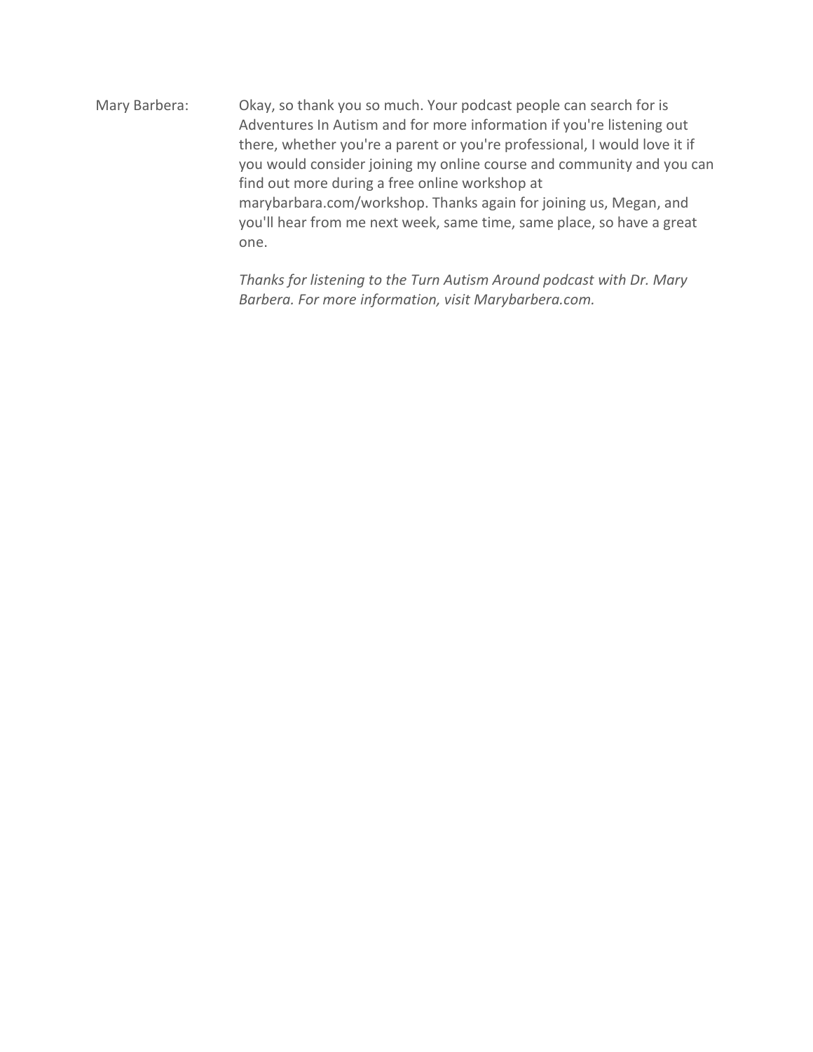Mary Barbera: Okay, so thank you so much. Your podcast people can search for is Adventures In Autism and for more information if you're listening out there, whether you're a parent or you're professional, I would love it if you would consider joining my online course and community and you can find out more during a free online workshop at marybarbara.com/workshop. Thanks again for joining us, Megan, and you'll hear from me next week, same time, same place, so have a great one.

*Thanks for listening to the Turn Autism Around podcast with Dr. Mary Barbera. For more information, visit Marybarbera.com.*